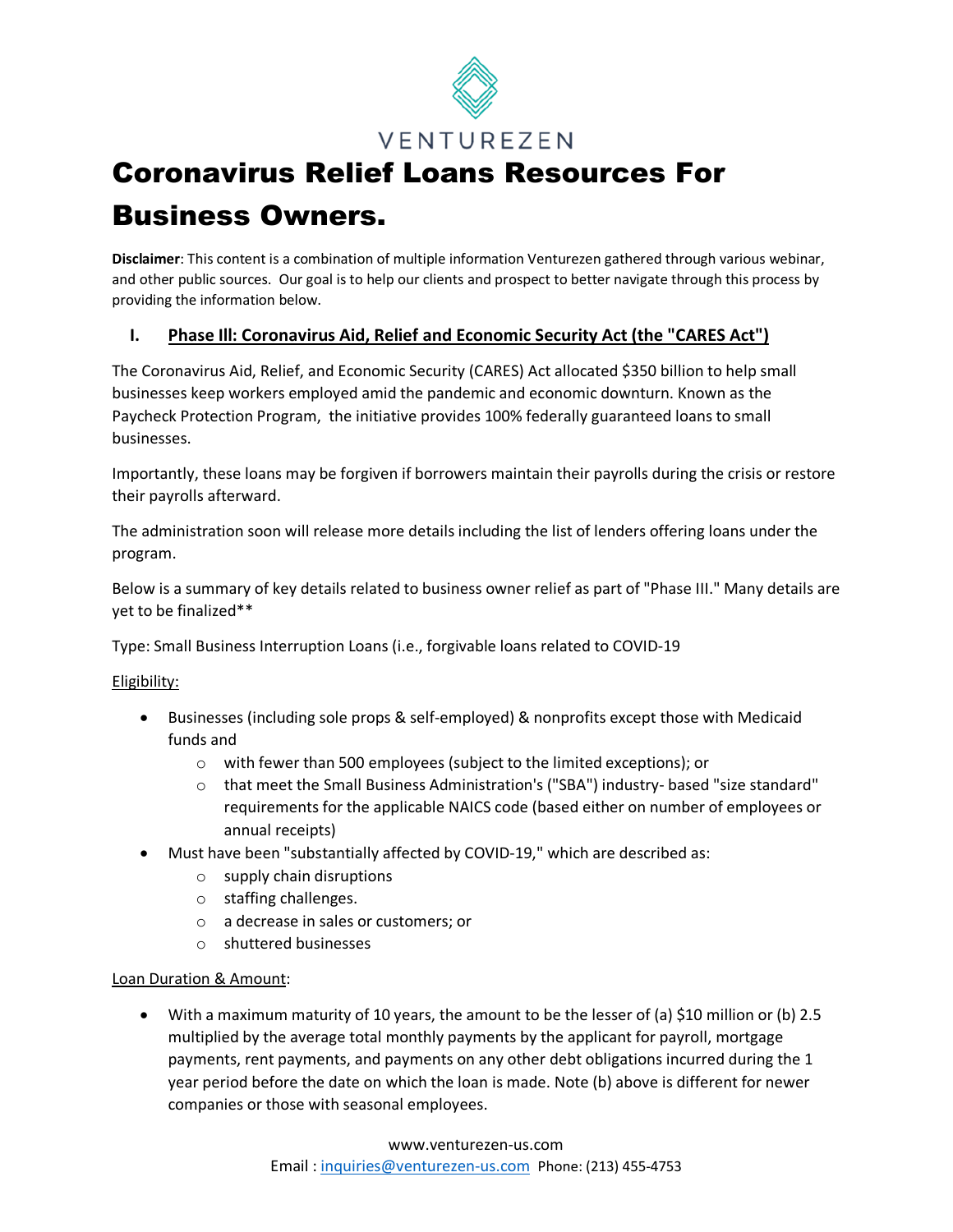VENTUREZEN

# Coronavirus Relief Loans Resources For Business Owners.

**Disclaimer**: This content is a combination of multiple information Venturezen gathered through various webinar, and other public sources. Our goal is to help our clients and prospect to better navigate through this process by providing the information below.

## I. Phase III: Coronavirus Aid, Relief and Economic Security Act (the "CARES Act")

The Coronavirus Aid, Relief, and Economic Security (CARES) Act allocated $350 billion to help small businesses keep workers employed amid the pandemic and economic downturn. Known as the Paycheck Protection Program, the initiative provides 100% federally guaranteed loans to small businesses.

Importantly, these loans may be forgiven if borrowers maintain their payrolls during the crisis or restore their payrolls afterward.

The administration soon will release more details including the list of lenders offering loans under the program.

Below is a summary of key details related to business owner relief as part of "Phase III." Many details are yet to be finalized**

Type: Small Business Interruption Loans (i.e., forgivable loans related to COVID-19

Eligibility:

- Businesses (including sole props & self-employed) & nonprofits except those with Medicaid funds and
  - with fewer than 500 employees (subject to the limited exceptions); or
  - that meet the Small Business Administration's ("SBA") industry- based "size standard" requirements for the applicable NAICS code (based either on number of employees or annual receipts)
- Must have been "substantially affected by COVID-19," which are described as:
  - supply chain disruptions
  - staffing challenges.
  - a decrease in sales or customers; or
  - shuttered businesses

Loan Duration & Amount:

- With a maximum maturity of 10 years, the amount to be the lesser of (a) $10 million or (b) 2.5 multiplied by the average total monthly payments by the applicant for payroll, mortgage payments, rent payments, and payments on any other debt obligations incurred during the 1 year period before the date on which the loan is made. Note (b) above is different for newer companies or those with seasonal employees.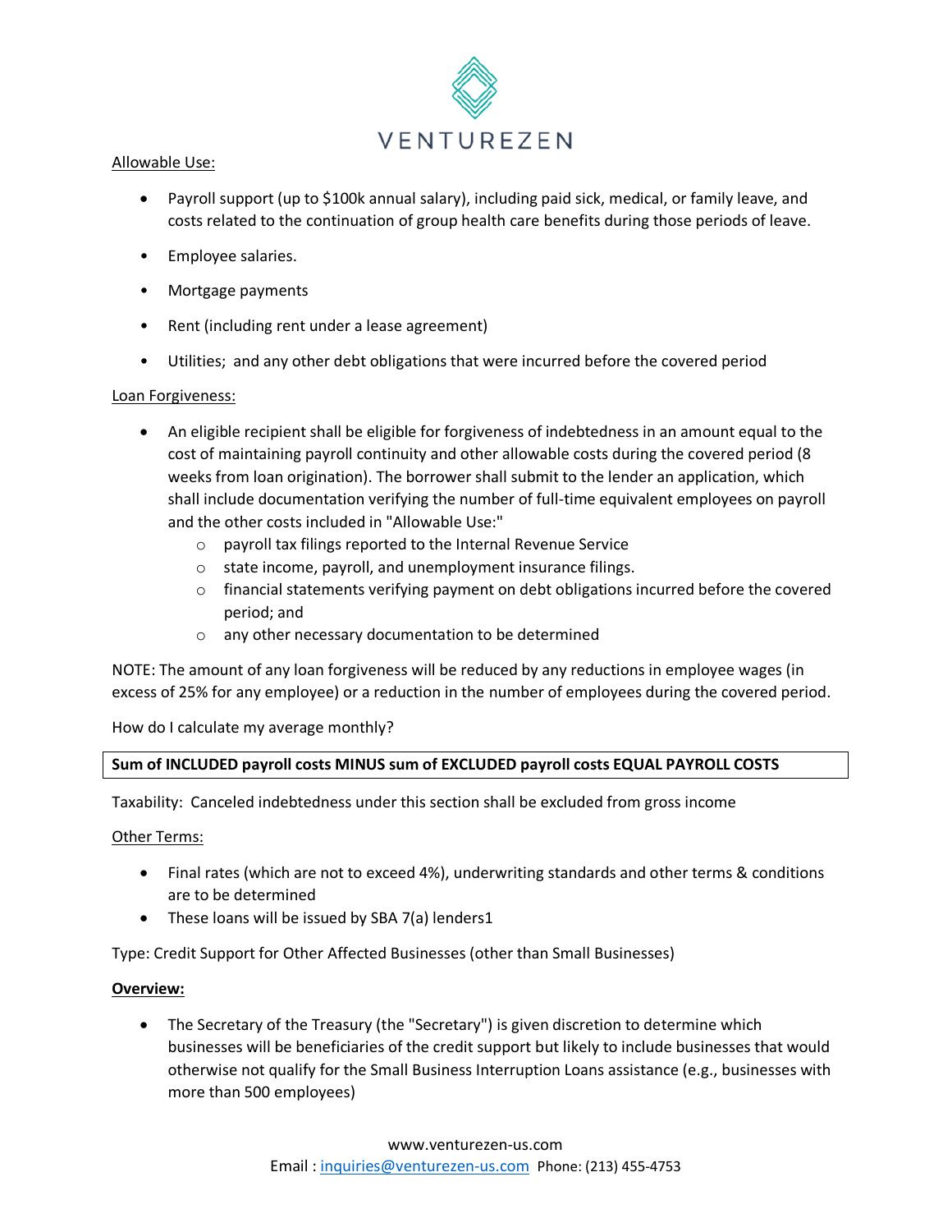Allowable Use:

- Payroll support (up to $100k annual salary), including paid sick, medical, or family leave, and costs related to the continuation of group health care benefits during those periods of leave.
- Employee salaries.
- Mortgage payments
- Rent (including rent under a lease agreement)
- Utilities; and any other debt obligations that were incurred before the covered period

Loan Forgiveness:

- An eligible recipient shall be eligible for forgiveness of indebtedness in an amount equal to the cost of maintaining payroll continuity and other allowable costs during the covered period (8 weeks from loan origination). The borrower shall submit to the lender an application, which shall include documentation verifying the number of full-time equivalent employees on payroll and the other costs included in "Allowable Use:"
  - payroll tax filings reported to the Internal Revenue Service
  - state income, payroll, and unemployment insurance filings.
  - financial statements verifying payment on debt obligations incurred before the covered period; and
  - any other necessary documentation to be determined

NOTE: The amount of any loan forgiveness will be reduced by any reductions in employee wages (in excess of 25% for any employee) or a reduction in the number of employees during the covered period.

How do I calculate my average monthly?

**Sum of INCLUDED payroll costs MINUS sum of EXCLUDED payroll costs EQUAL PAYROLL COSTS**

Taxability: Canceled indebtedness under this section shall be excluded from gross income

Other Terms:

- Final rates (which are not to exceed 4%), underwriting standards and other terms & conditions are to be determined
- These loans will be issued by SBA 7(a) lenders[1]

Type: Credit Support for Other Affected Businesses (other than Small Businesses)

**Overview:**

- The Secretary of the Treasury (the "Secretary") is given discretion to determine which businesses will be beneficiaries of the credit support but likely to include businesses that would otherwise not qualify for the Small Business Interruption Loans assistance (e.g., businesses with more than 500 employees)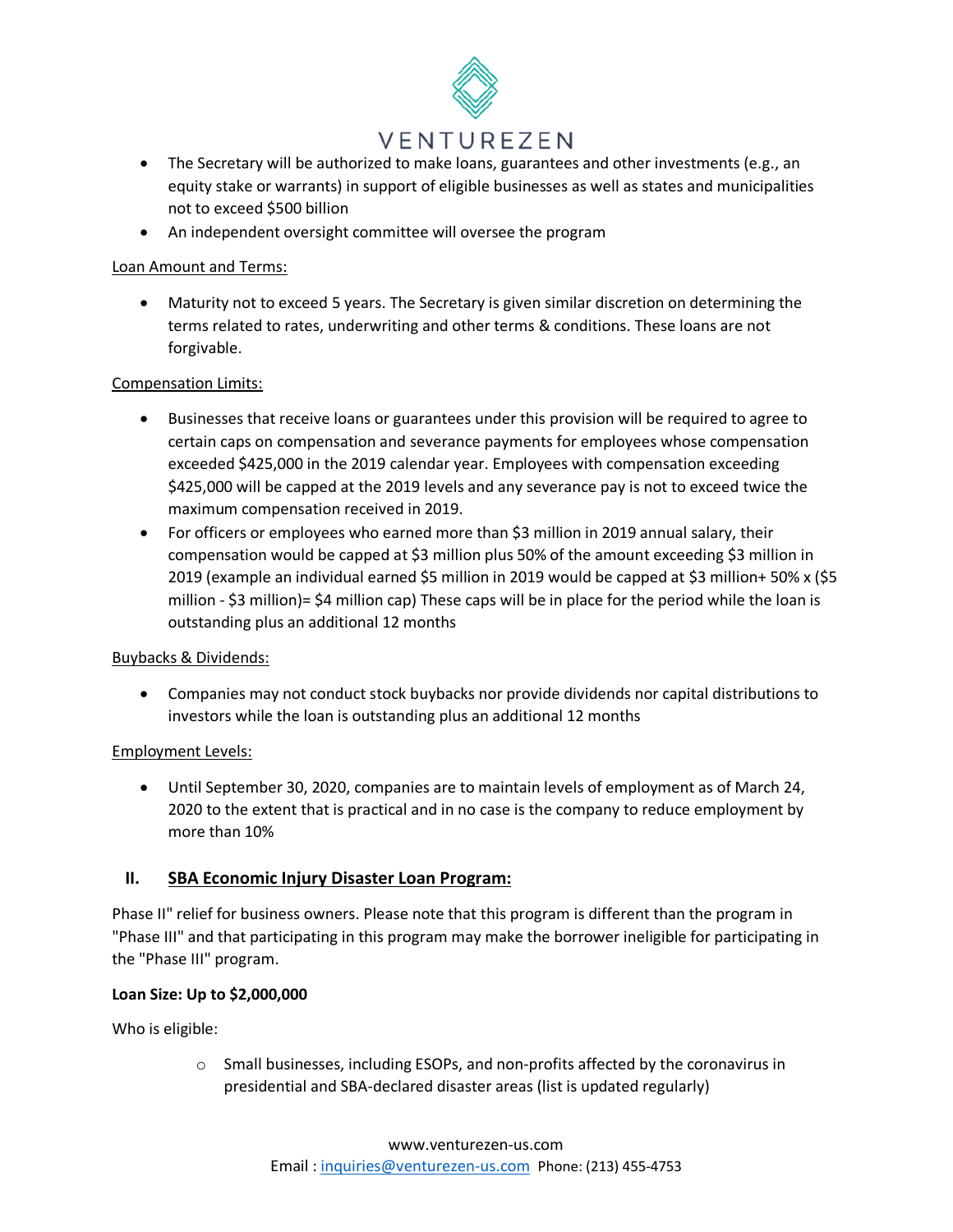- The Secretary will be authorized to make loans, guarantees and other investments (e.g., an equity stake or warrants) in support of eligible businesses as well as states and municipalities not to exceed $500 billion
- An independent oversight committee will oversee the program

<u>Loan Amount and Terms:</u>

- Maturity not to exceed 5 years. The Secretary is given similar discretion on determining the terms related to rates, underwriting and other terms & conditions. These loans are not forgivable.

<u>Compensation Limits:</u>

- Businesses that receive loans or guarantees under this provision will be required to agree to certain caps on compensation and severance payments for employees whose compensation exceeded $425,000 in the 2019 calendar year. Employees with compensation exceeding $425,000 will be capped at the 2019 levels and any severance pay is not to exceed twice the maximum compensation received in 2019.
- For officers or employees who earned more than $3 million in 2019 annual salary, their compensation would be capped at $3 million plus 50% of the amount exceeding $3 million in 2019 (example an individual earned $5 million in 2019 would be capped at $3 million+ 50% x ($5 million - $3 million)= $4 million cap) These caps will be in place for the period while the loan is outstanding plus an additional 12 months

<u>Buybacks & Dividends:</u>

- Companies may not conduct stock buybacks nor provide dividends nor capital distributions to investors while the loan is outstanding plus an additional 12 months

<u>Employment Levels:</u>

- Until September 30, 2020, companies are to maintain levels of employment as of March 24, 2020 to the extent that is practical and in no case is the company to reduce employment by more than 10%

## II. <u>SBA Economic Injury Disaster Loan Program:</u>

Phase II" relief for business owners. Please note that this program is different than the program in "Phase III" and that participating in this program may make the borrower ineligible for participating in the "Phase III" program.

**Loan Size: Up to $2,000,000**

Who is eligible:

- Small businesses, including ESOPs, and non-profits affected by the coronavirus in presidential and SBA-declared disaster areas (list is updated regularly)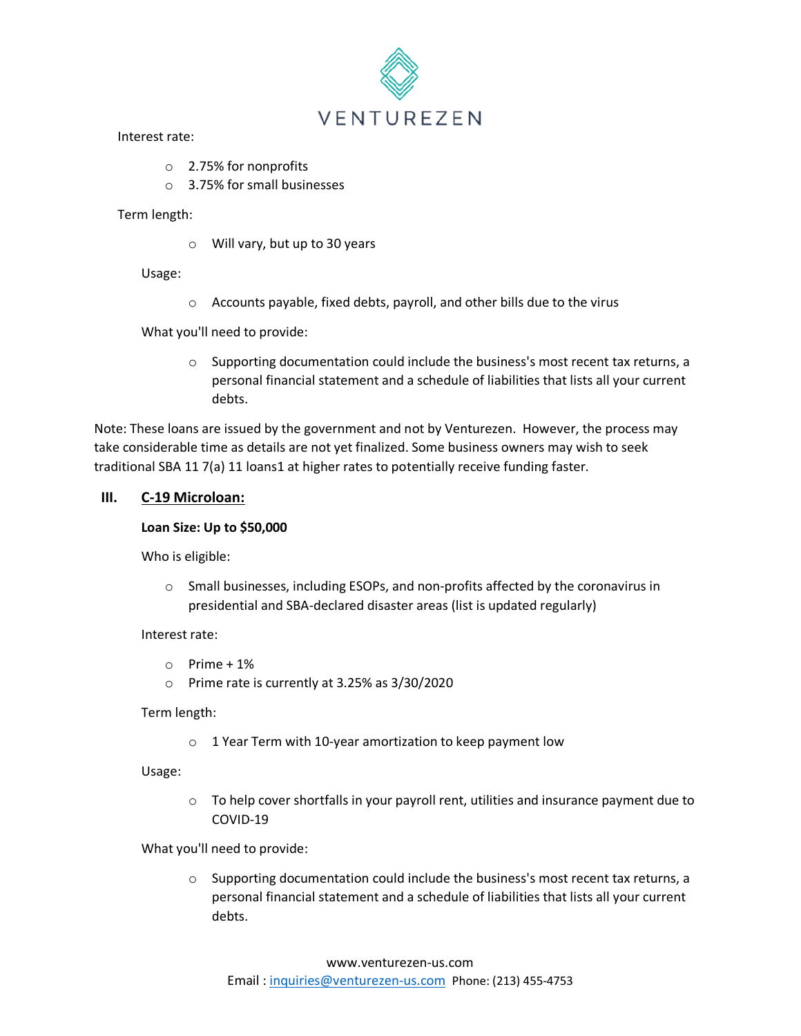Interest rate:

- 2.75% for nonprofits
- 3.75% for small businesses

Term length:

- Will vary, but up to 30 years

Usage:

- Accounts payable, fixed debts, payroll, and other bills due to the virus

What you'll need to provide:

- Supporting documentation could include the business's most recent tax returns, a personal financial statement and a schedule of liabilities that lists all your current debts.

Note: These loans are issued by the government and not by Venturezen. However, the process may take considerable time as details are not yet finalized. Some business owners may wish to seek traditional SBA 11 7(a) 11 loans1 at higher rates to potentially receive funding faster.

## III. C-19 Microloan:

**Loan Size: Up to $50,000**

Who is eligible:

- Small businesses, including ESOPs, and non-profits affected by the coronavirus in presidential and SBA-declared disaster areas (list is updated regularly)

Interest rate:

- Prime + 1%
- Prime rate is currently at 3.25% as 3/30/2020

Term length:

- 1 Year Term with 10-year amortization to keep payment low

Usage:

- To help cover shortfalls in your payroll rent, utilities and insurance payment due to COVID-19

What you'll need to provide:

- Supporting documentation could include the business's most recent tax returns, a personal financial statement and a schedule of liabilities that lists all your current debts.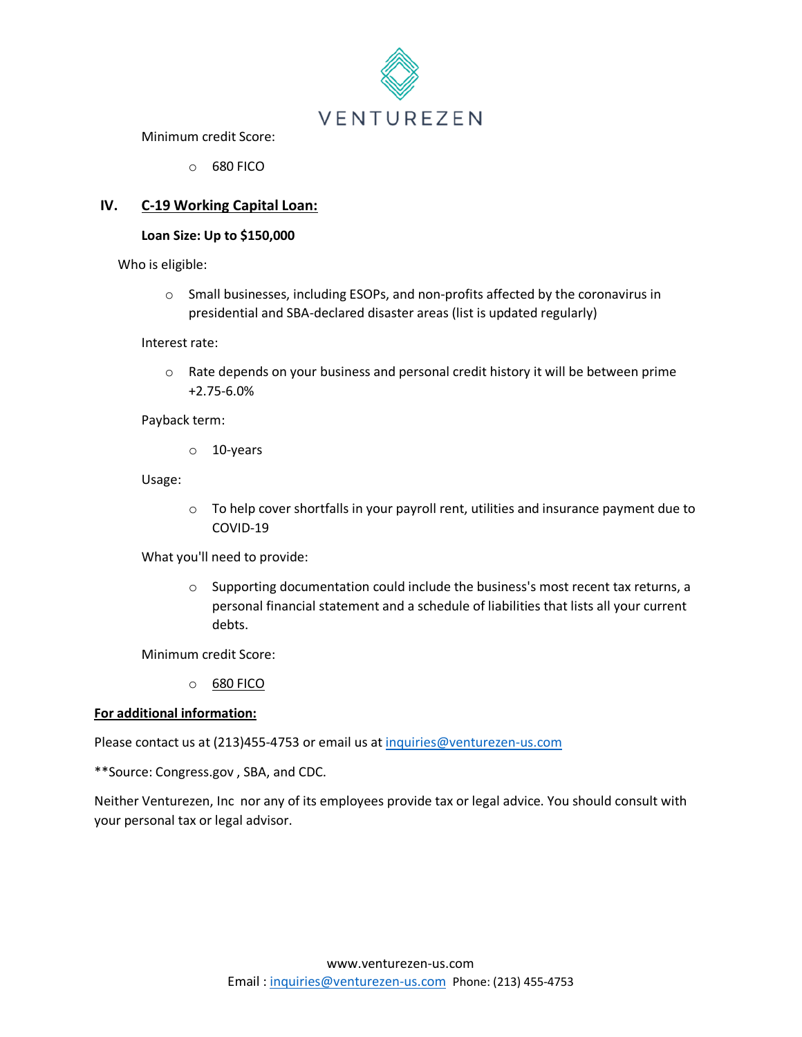Minimum credit Score:

- 680 FICO

## IV. C-19 Working Capital Loan:

**Loan Size: Up to $150,000**

Who is eligible:

- Small businesses, including ESOPs, and non-profits affected by the coronavirus in presidential and SBA-declared disaster areas (list is updated regularly)

Interest rate:

- Rate depends on your business and personal credit history it will be between prime +2.75-6.0%

Payback term:

- 10-years

Usage:

- To help cover shortfalls in your payroll rent, utilities and insurance payment due to COVID-19

What you'll need to provide:

- Supporting documentation could include the business's most recent tax returns, a personal financial statement and a schedule of liabilities that lists all your current debts.

Minimum credit Score:

- 680 FICO

**For additional information:**

Please contact us at (213)455-4753 or email us at inquiries@venturezen-us.com

**Source: Congress.gov , SBA, and CDC.

Neither Venturezen, Inc nor any of its employees provide tax or legal advice. You should consult with your personal tax or legal advisor.